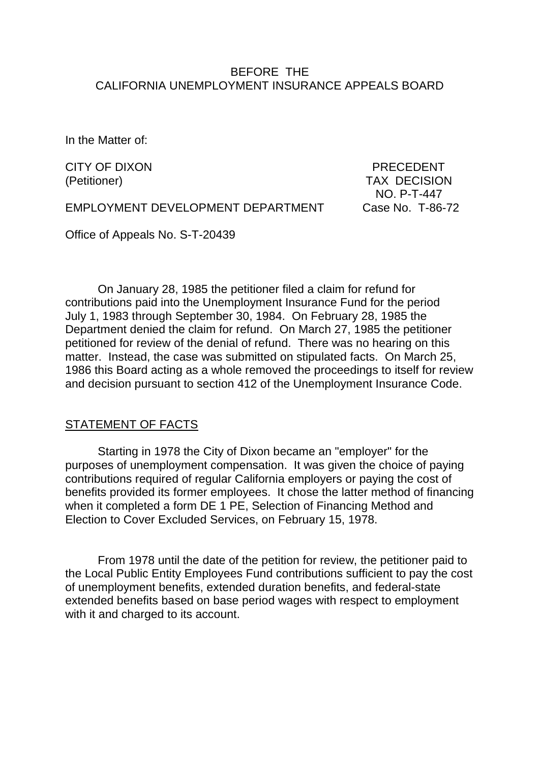BEFORE THE
CALIFORNIA UNEMPLOYMENT INSURANCE APPEALS BOARD

In the Matter of:

CITY OF DIXON
(Petitioner)

EMPLOYMENT DEVELOPMENT DEPARTMENT

PRECEDENT
TAX DECISION
NO. P-T-447
Case No. T-86-72

Office of Appeals No. S-T-20439

On January 28, 1985 the petitioner filed a claim for refund for contributions paid into the Unemployment Insurance Fund for the period July 1, 1983 through September 30, 1984. On February 28, 1985 the Department denied the claim for refund. On March 27, 1985 the petitioner petitioned for review of the denial of refund. There was no hearing on this matter. Instead, the case was submitted on stipulated facts. On March 25, 1986 this Board acting as a whole removed the proceedings to itself for review and decision pursuant to section 412 of the Unemployment Insurance Code.

## STATEMENT OF FACTS

Starting in 1978 the City of Dixon became an "employer" for the purposes of unemployment compensation. It was given the choice of paying contributions required of regular California employers or paying the cost of benefits provided its former employees. It chose the latter method of financing when it completed a form DE 1 PE, Selection of Financing Method and Election to Cover Excluded Services, on February 15, 1978.

From 1978 until the date of the petition for review, the petitioner paid to the Local Public Entity Employees Fund contributions sufficient to pay the cost of unemployment benefits, extended duration benefits, and federal-state extended benefits based on base period wages with respect to employment with it and charged to its account.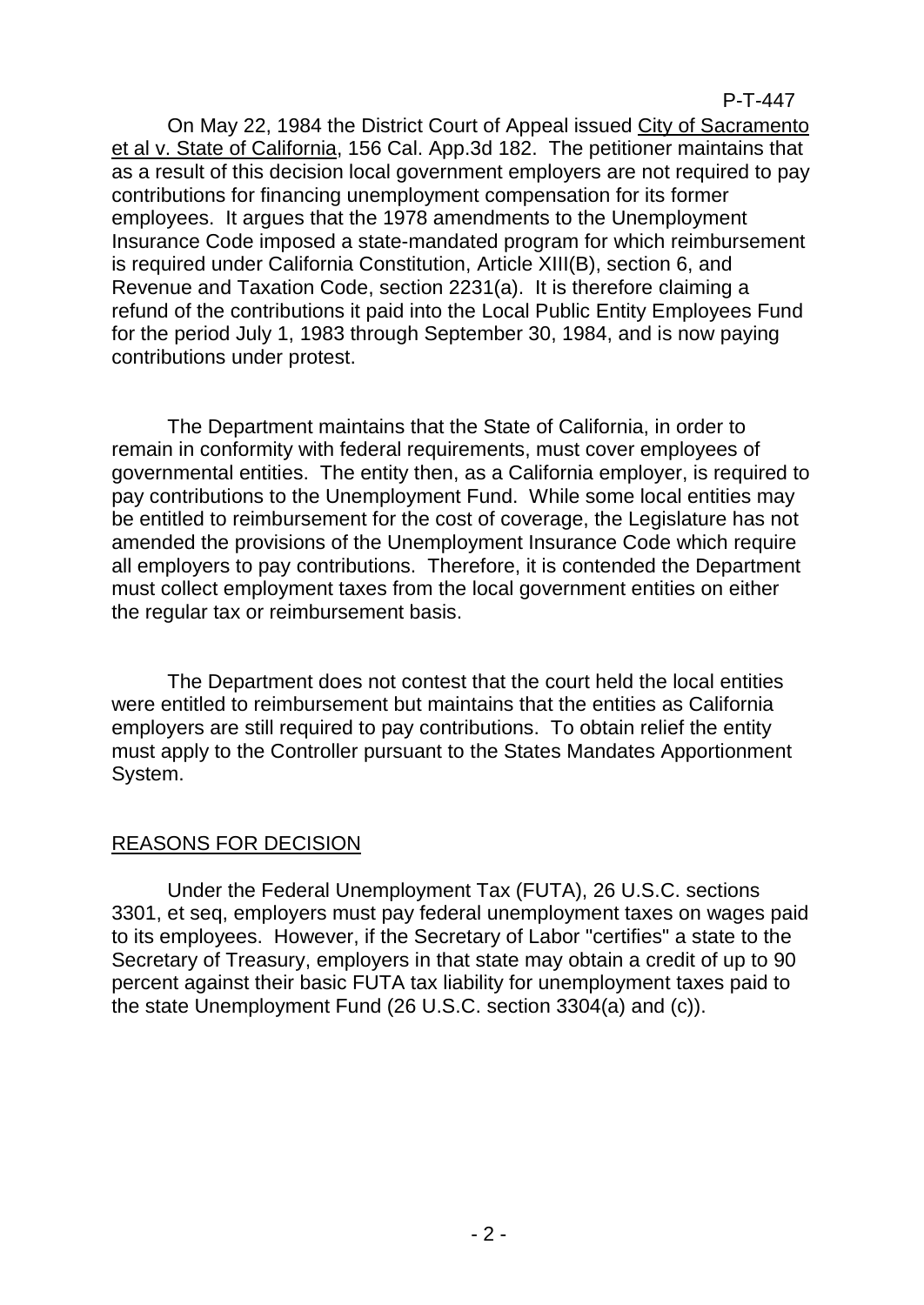On May 22, 1984 the District Court of Appeal issued City of Sacramento et al v. State of California, 156 Cal. App.3d 182. The petitioner maintains that as a result of this decision local government employers are not required to pay contributions for financing unemployment compensation for its former employees. It argues that the 1978 amendments to the Unemployment Insurance Code imposed a state-mandated program for which reimbursement is required under California Constitution, Article XIII(B), section 6, and Revenue and Taxation Code, section 2231(a). It is therefore claiming a refund of the contributions it paid into the Local Public Entity Employees Fund for the period July 1, 1983 through September 30, 1984, and is now paying contributions under protest.

The Department maintains that the State of California, in order to remain in conformity with federal requirements, must cover employees of governmental entities. The entity then, as a California employer, is required to pay contributions to the Unemployment Fund. While some local entities may be entitled to reimbursement for the cost of coverage, the Legislature has not amended the provisions of the Unemployment Insurance Code which require all employers to pay contributions. Therefore, it is contended the Department must collect employment taxes from the local government entities on either the regular tax or reimbursement basis.

The Department does not contest that the court held the local entities were entitled to reimbursement but maintains that the entities as California employers are still required to pay contributions. To obtain relief the entity must apply to the Controller pursuant to the States Mandates Apportionment System.

## REASONS FOR DECISION

Under the Federal Unemployment Tax (FUTA), 26 U.S.C. sections 3301, et seq, employers must pay federal unemployment taxes on wages paid to its employees. However, if the Secretary of Labor "certifies" a state to the Secretary of Treasury, employers in that state may obtain a credit of up to 90 percent against their basic FUTA tax liability for unemployment taxes paid to the state Unemployment Fund (26 U.S.C. section 3304(a) and (c)).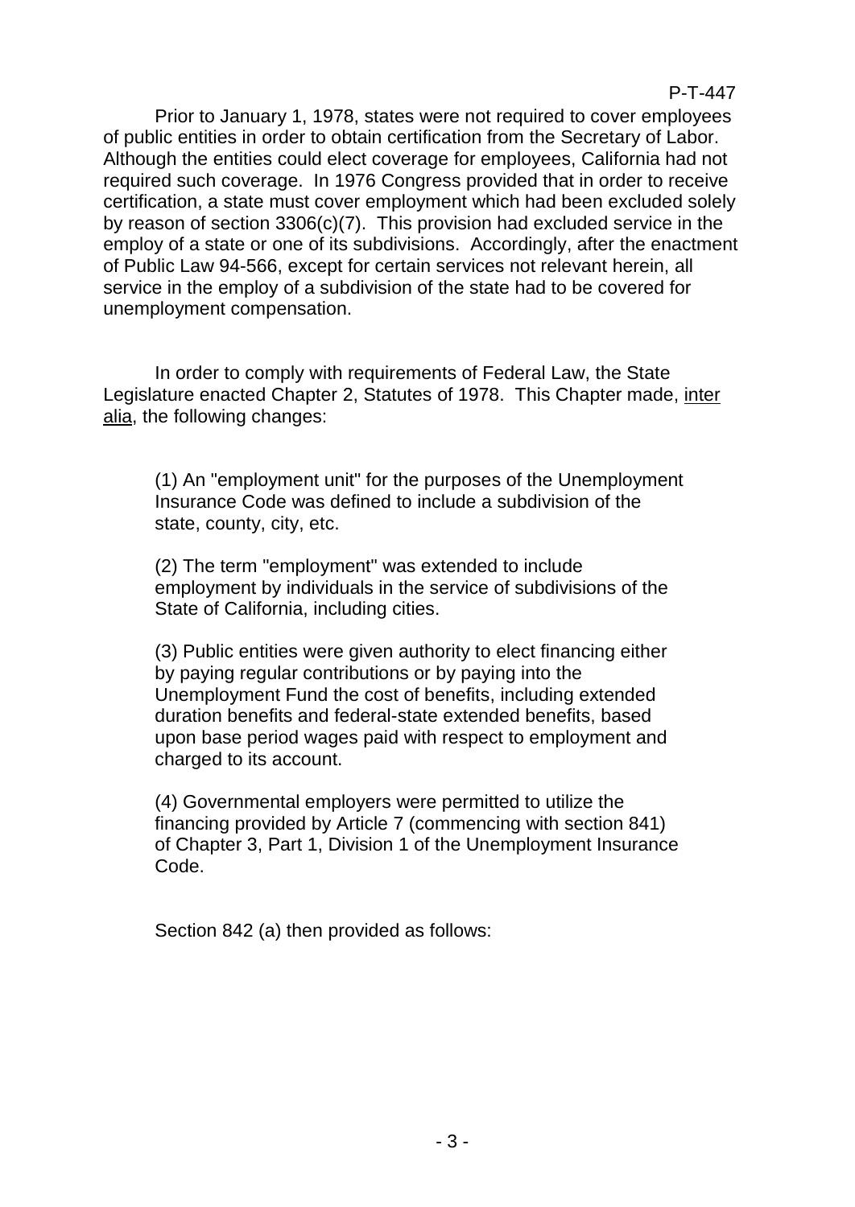Prior to January 1, 1978, states were not required to cover employees of public entities in order to obtain certification from the Secretary of Labor. Although the entities could elect coverage for employees, California had not required such coverage. In 1976 Congress provided that in order to receive certification, a state must cover employment which had been excluded solely by reason of section 3306(c)(7). This provision had excluded service in the employ of a state or one of its subdivisions. Accordingly, after the enactment of Public Law 94-566, except for certain services not relevant herein, all service in the employ of a subdivision of the state had to be covered for unemployment compensation.

In order to comply with requirements of Federal Law, the State Legislature enacted Chapter 2, Statutes of 1978. This Chapter made, inter alia, the following changes:

(1) An "employment unit" for the purposes of the Unemployment Insurance Code was defined to include a subdivision of the state, county, city, etc.

(2) The term "employment" was extended to include employment by individuals in the service of subdivisions of the State of California, including cities.

(3) Public entities were given authority to elect financing either by paying regular contributions or by paying into the Unemployment Fund the cost of benefits, including extended duration benefits and federal-state extended benefits, based upon base period wages paid with respect to employment and charged to its account.

(4) Governmental employers were permitted to utilize the financing provided by Article 7 (commencing with section 841) of Chapter 3, Part 1, Division 1 of the Unemployment Insurance Code.

Section 842 (a) then provided as follows: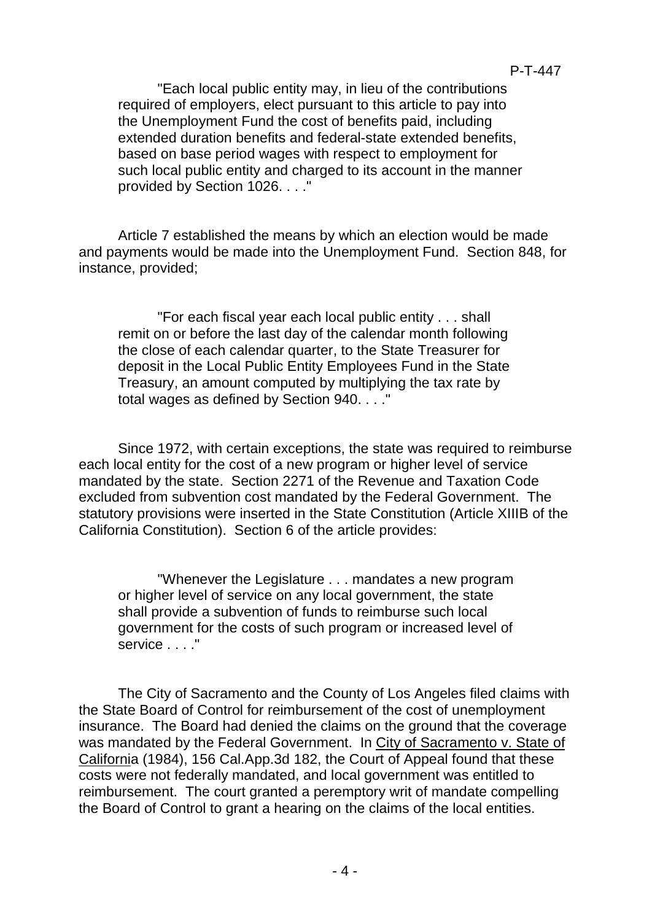"Each local public entity may, in lieu of the contributions required of employers, elect pursuant to this article to pay into the Unemployment Fund the cost of benefits paid, including extended duration benefits and federal-state extended benefits, based on base period wages with respect to employment for such local public entity and charged to its account in the manner provided by Section 1026. . . ."

Article 7 established the means by which an election would be made and payments would be made into the Unemployment Fund. Section 848, for instance, provided;

"For each fiscal year each local public entity . . . shall remit on or before the last day of the calendar month following the close of each calendar quarter, to the State Treasurer for deposit in the Local Public Entity Employees Fund in the State Treasury, an amount computed by multiplying the tax rate by total wages as defined by Section 940. . . ."

Since 1972, with certain exceptions, the state was required to reimburse each local entity for the cost of a new program or higher level of service mandated by the state. Section 2271 of the Revenue and Taxation Code excluded from subvention cost mandated by the Federal Government. The statutory provisions were inserted in the State Constitution (Article XIIIB of the California Constitution). Section 6 of the article provides:

"Whenever the Legislature . . . mandates a new program or higher level of service on any local government, the state shall provide a subvention of funds to reimburse such local government for the costs of such program or increased level of service . . . ."

The City of Sacramento and the County of Los Angeles filed claims with the State Board of Control for reimbursement of the cost of unemployment insurance. The Board had denied the claims on the ground that the coverage was mandated by the Federal Government. In City of Sacramento v. State of California (1984), 156 Cal.App.3d 182, the Court of Appeal found that these costs were not federally mandated, and local government was entitled to reimbursement. The court granted a peremptory writ of mandate compelling the Board of Control to grant a hearing on the claims of the local entities.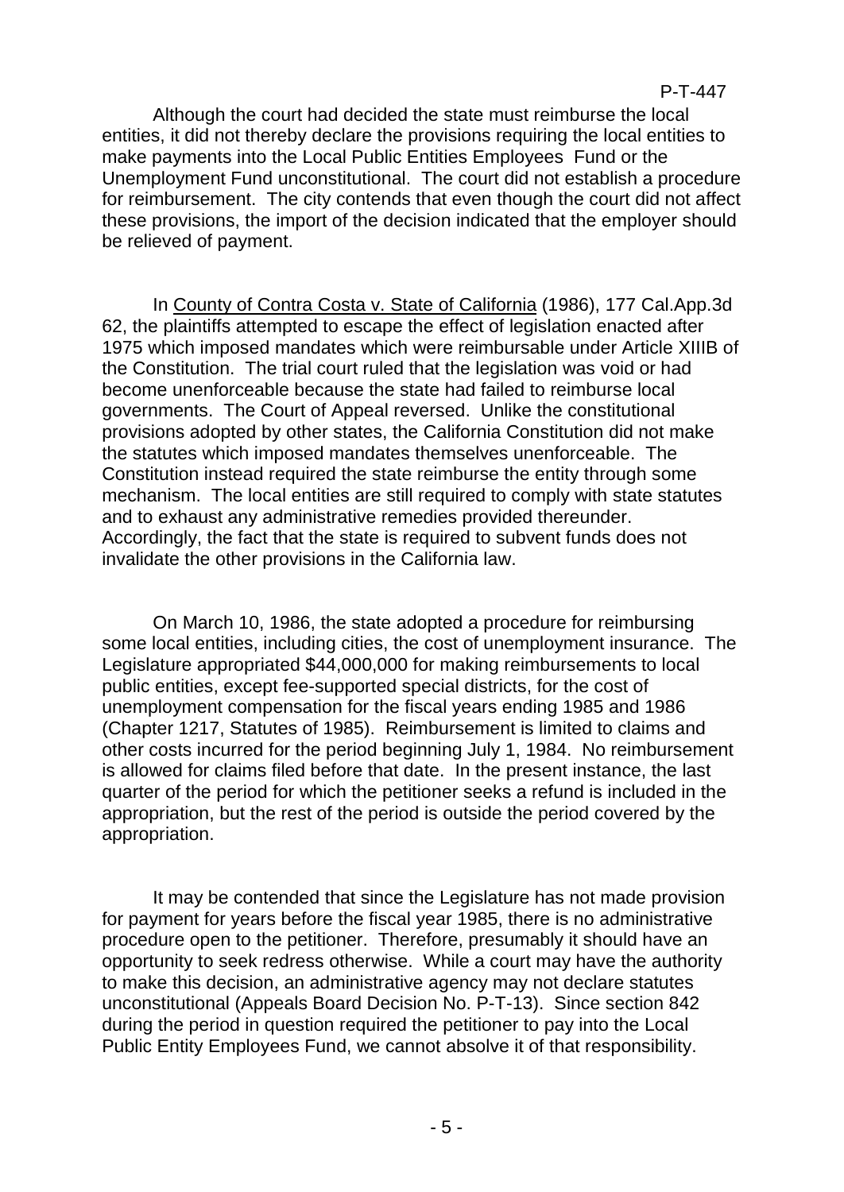Although the court had decided the state must reimburse the local entities, it did not thereby declare the provisions requiring the local entities to make payments into the Local Public Entities Employees Fund or the Unemployment Fund unconstitutional. The court did not establish a procedure for reimbursement. The city contends that even though the court did not affect these provisions, the import of the decision indicated that the employer should be relieved of payment.

In County of Contra Costa v. State of California (1986), 177 Cal.App.3d 62, the plaintiffs attempted to escape the effect of legislation enacted after 1975 which imposed mandates which were reimbursable under Article XIIIB of the Constitution. The trial court ruled that the legislation was void or had become unenforceable because the state had failed to reimburse local governments. The Court of Appeal reversed. Unlike the constitutional provisions adopted by other states, the California Constitution did not make the statutes which imposed mandates themselves unenforceable. The Constitution instead required the state reimburse the entity through some mechanism. The local entities are still required to comply with state statutes and to exhaust any administrative remedies provided thereunder. Accordingly, the fact that the state is required to subvent funds does not invalidate the other provisions in the California law.

On March 10, 1986, the state adopted a procedure for reimbursing some local entities, including cities, the cost of unemployment insurance. The Legislature appropriated $44,000,000 for making reimbursements to local public entities, except fee-supported special districts, for the cost of unemployment compensation for the fiscal years ending 1985 and 1986 (Chapter 1217, Statutes of 1985). Reimbursement is limited to claims and other costs incurred for the period beginning July 1, 1984. No reimbursement is allowed for claims filed before that date. In the present instance, the last quarter of the period for which the petitioner seeks a refund is included in the appropriation, but the rest of the period is outside the period covered by the appropriation.

It may be contended that since the Legislature has not made provision for payment for years before the fiscal year 1985, there is no administrative procedure open to the petitioner. Therefore, presumably it should have an opportunity to seek redress otherwise. While a court may have the authority to make this decision, an administrative agency may not declare statutes unconstitutional (Appeals Board Decision No. P-T-13). Since section 842 during the period in question required the petitioner to pay into the Local Public Entity Employees Fund, we cannot absolve it of that responsibility.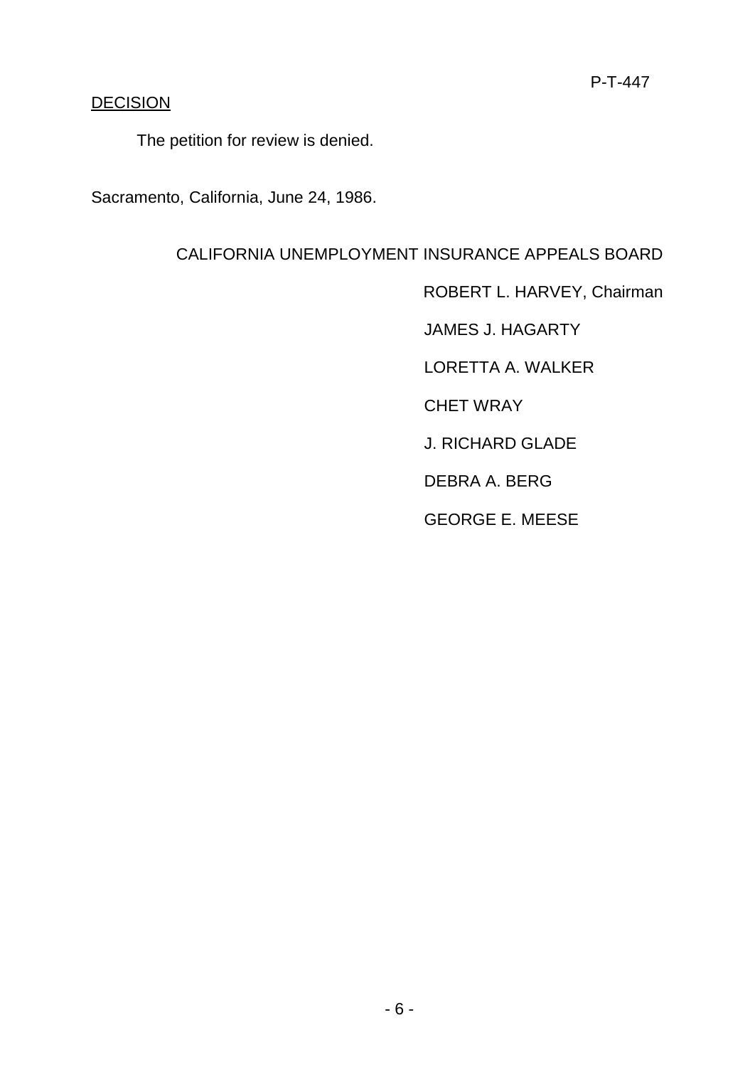## DECISION

The petition for review is denied.

Sacramento, California, June 24, 1986.

CALIFORNIA UNEMPLOYMENT INSURANCE APPEALS BOARD

ROBERT L. HARVEY, Chairman

JAMES J. HAGARTY

LORETTA A. WALKER

CHET WRAY

J. RICHARD GLADE

DEBRA A. BERG

GEORGE E. MEESE